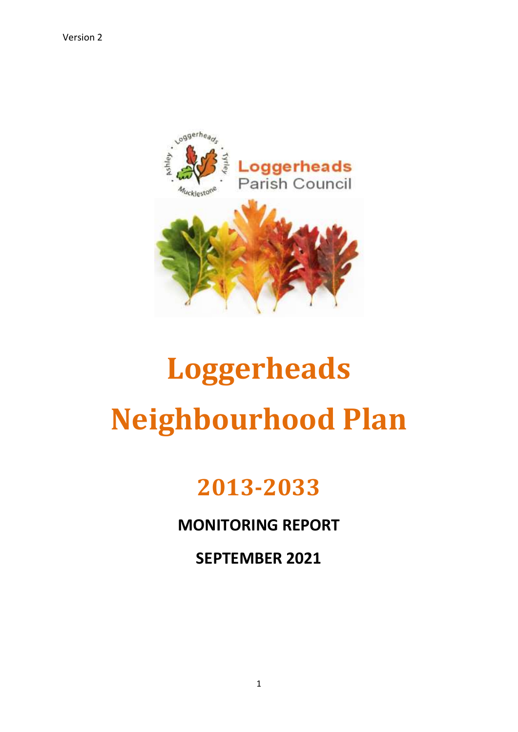Version 2

Loggerheads Parish Council

# Loggerheads Neighbourhood Plan

## 2013-2033

**MONITORING REPORT**

**SEPTEMBER 2021**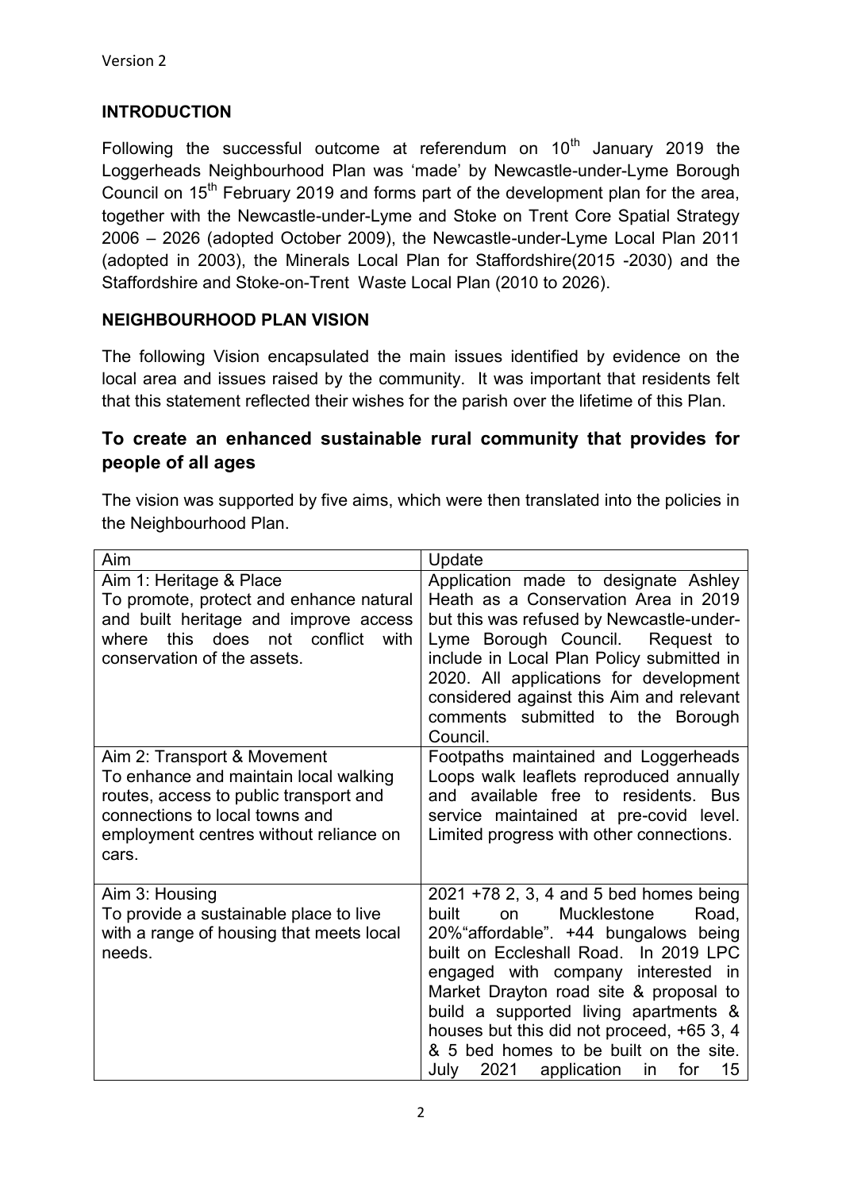## INTRODUCTION

Following the successful outcome at referendum on 10th January 2019 the Loggerheads Neighbourhood Plan was 'made' by Newcastle-under-Lyme Borough Council on 15th February 2019 and forms part of the development plan for the area, together with the Newcastle-under-Lyme and Stoke on Trent Core Spatial Strategy 2006 – 2026 (adopted October 2009), the Newcastle-under-Lyme Local Plan 2011 (adopted in 2003), the Minerals Local Plan for Staffordshire(2015 -2030) and the Staffordshire and Stoke-on-Trent Waste Local Plan (2010 to 2026).

## NEIGHBOURHOOD PLAN VISION

The following Vision encapsulated the main issues identified by evidence on the local area and issues raised by the community. It was important that residents felt that this statement reflected their wishes for the parish over the lifetime of this Plan.

### To create an enhanced sustainable rural community that provides for people of all ages

The vision was supported by five aims, which were then translated into the policies in the Neighbourhood Plan.

| Aim | Update |
|---|---|
| Aim 1: Heritage & Place<br>To promote, protect and enhance natural and built heritage and improve access where this does not conflict with conservation of the assets. | Application made to designate Ashley Heath as a Conservation Area in 2019 but this was refused by Newcastle-under-Lyme Borough Council. Request to include in Local Plan Policy submitted in 2020. All applications for development considered against this Aim and relevant comments submitted to the Borough Council. |
| Aim 2: Transport & Movement<br>To enhance and maintain local walking routes, access to public transport and connections to local towns and employment centres without reliance on cars. | Footpaths maintained and Loggerheads Loops walk leaflets reproduced annually and available free to residents. Bus service maintained at pre-covid level. Limited progress with other connections. |
| Aim 3: Housing<br>To provide a sustainable place to live with a range of housing that meets local needs. | 2021 +78 2, 3, 4 and 5 bed homes being built on Mucklestone Road, 20%"affordable". +44 bungalows being built on Eccleshall Road. In 2019 LPC engaged with company interested in Market Drayton road site & proposal to build a supported living apartments & houses but this did not proceed, +65 3, 4 & 5 bed homes to be built on the site. July 2021 application in for 15 |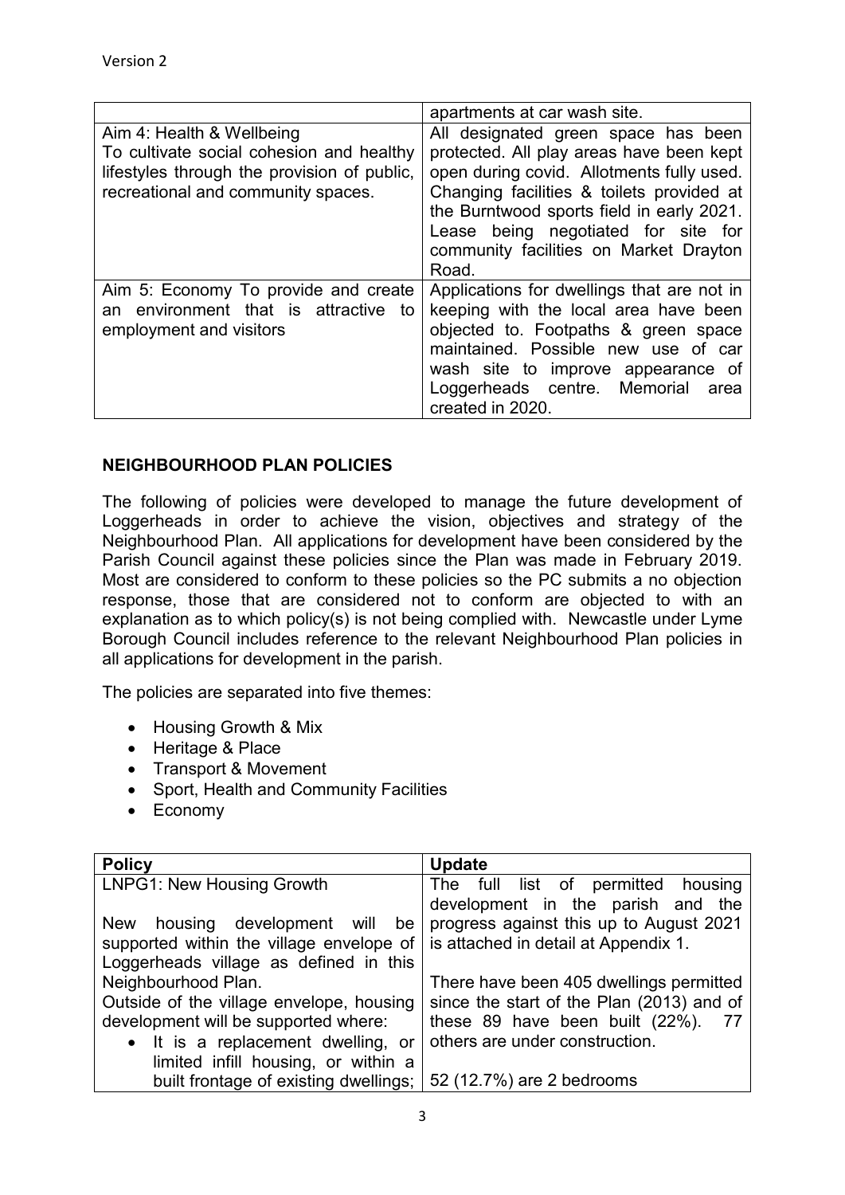| | |
|---|---|
| | apartments at car wash site. |
| Aim 4: Health & Wellbeing<br>To cultivate social cohesion and healthy lifestyles through the provision of public, recreational and community spaces. | All designated green space has been protected. All play areas have been kept open during covid. Allotments fully used. Changing facilities & toilets provided at the Burntwood sports field in early 2021. Lease being negotiated for site for community facilities on Market Drayton Road. |
| Aim 5: Economy To provide and create an environment that is attractive to employment and visitors | Applications for dwellings that are not in keeping with the local area have been objected to. Footpaths & green space maintained. Possible new use of car wash site to improve appearance of Loggerheads centre. Memorial area created in 2020. |

## NEIGHBOURHOOD PLAN POLICIES

The following of policies were developed to manage the future development of Loggerheads in order to achieve the vision, objectives and strategy of the Neighbourhood Plan. All applications for development have been considered by the Parish Council against these policies since the Plan was made in February 2019. Most are considered to conform to these policies so the PC submits a no objection response, those that are considered not to conform are objected to with an explanation as to which policy(s) is not being complied with. Newcastle under Lyme Borough Council includes reference to the relevant Neighbourhood Plan policies in all applications for development in the parish.

The policies are separated into five themes:

- Housing Growth & Mix
- Heritage & Place
- Transport & Movement
- Sport, Health and Community Facilities
- Economy

| Policy | Update |
|---|---|
| LNPG1: New Housing Growth<br><br>New housing development will be supported within the village envelope of Loggerheads village as defined in this Neighbourhood Plan.<br>Outside of the village envelope, housing development will be supported where:<br>• It is a replacement dwelling, or limited infill housing, or within a built frontage of existing dwellings; | The full list of permitted housing development in the parish and the progress against this up to August 2021 is attached in detail at Appendix 1.<br><br>There have been 405 dwellings permitted since the start of the Plan (2013) and of these 89 have been built (22%). 77 others are under construction.<br><br>52 (12.7%) are 2 bedrooms |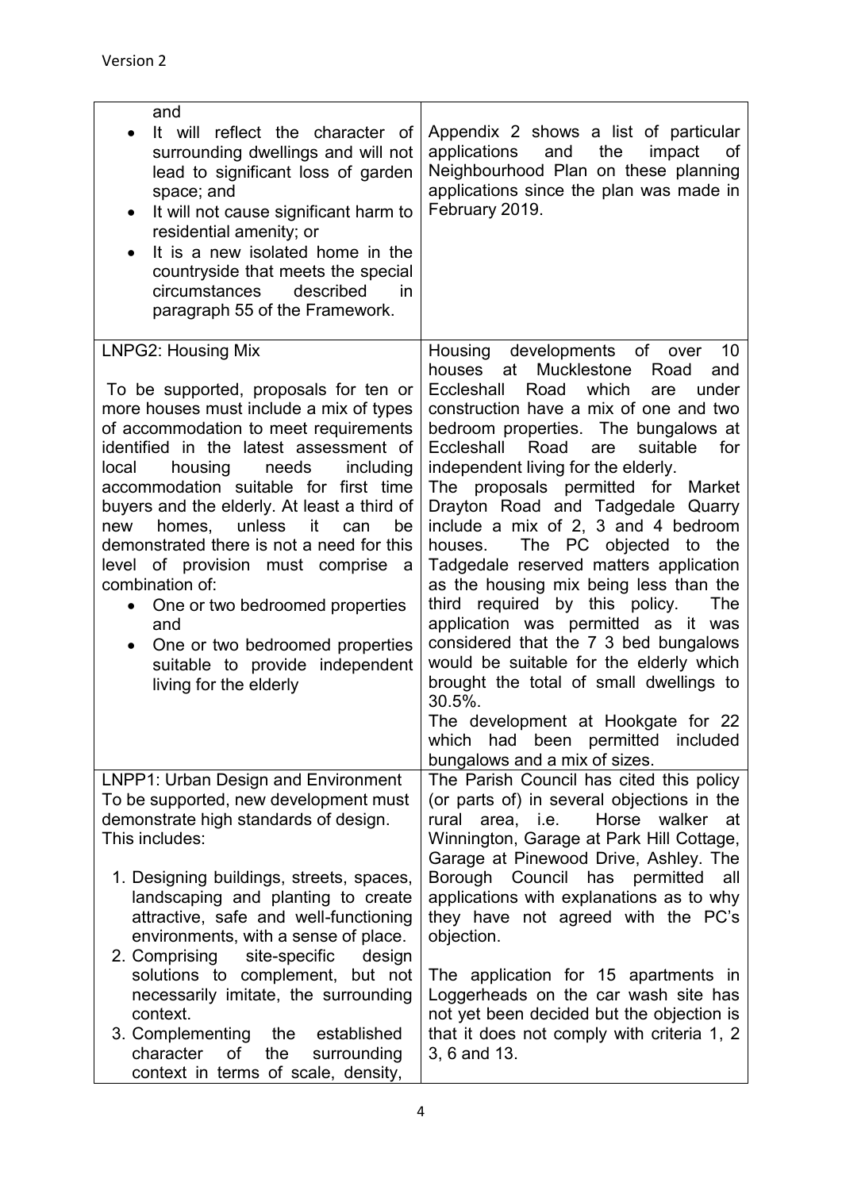| | |
|---|---|
| and<br>• It will reflect the character of surrounding dwellings and will not lead to significant loss of garden space; and<br>• It will not cause significant harm to residential amenity; or<br>• It is a new isolated home in the countryside that meets the special circumstances described in paragraph 55 of the Framework. | Appendix 2 shows a list of particular applications and the impact of Neighbourhood Plan on these planning applications since the plan was made in February 2019. |
| LNPG2: Housing Mix<br><br>To be supported, proposals for ten or more houses must include a mix of types of accommodation to meet requirements identified in the latest assessment of local housing needs including accommodation suitable for first time buyers and the elderly. At least a third of new homes, unless it can be demonstrated there is not a need for this level of provision must comprise a combination of:<br>• One or two bedroomed properties and<br>• One or two bedroomed properties suitable to provide independent living for the elderly | Housing developments of over 10 houses at Mucklestone Road and Eccleshall Road which are under construction have a mix of one and two bedroom properties. The bungalows at Eccleshall Road are suitable for independent living for the elderly.<br>The proposals permitted for Market Drayton Road and Tadgedale Quarry include a mix of 2, 3 and 4 bedroom houses. The PC objected to the Tadgedale reserved matters application as the housing mix being less than the third required by this policy. The application was permitted as it was considered that the 7 3 bed bungalows would be suitable for the elderly which brought the total of small dwellings to 30.5%.<br>The development at Hookgate for 22 which had been permitted included bungalows and a mix of sizes. |
| LNPP1: Urban Design and Environment<br>To be supported, new development must demonstrate high standards of design. This includes:<br><br>1. Designing buildings, streets, spaces, landscaping and planting to create attractive, safe and well-functioning environments, with a sense of place.<br>2. Comprising site-specific design solutions to complement, but not necessarily imitate, the surrounding context.<br>3. Complementing the established character of the surrounding context in terms of scale, density, | The Parish Council has cited this policy (or parts of) in several objections in the rural area, i.e. Horse walker at Winnington, Garage at Park Hill Cottage, Garage at Pinewood Drive, Ashley. The Borough Council has permitted all applications with explanations as to why they have not agreed with the PC's objection.<br><br>The application for 15 apartments in Loggerheads on the car wash site has not yet been decided but the objection is that it does not comply with criteria 1, 2 3, 6 and 13. |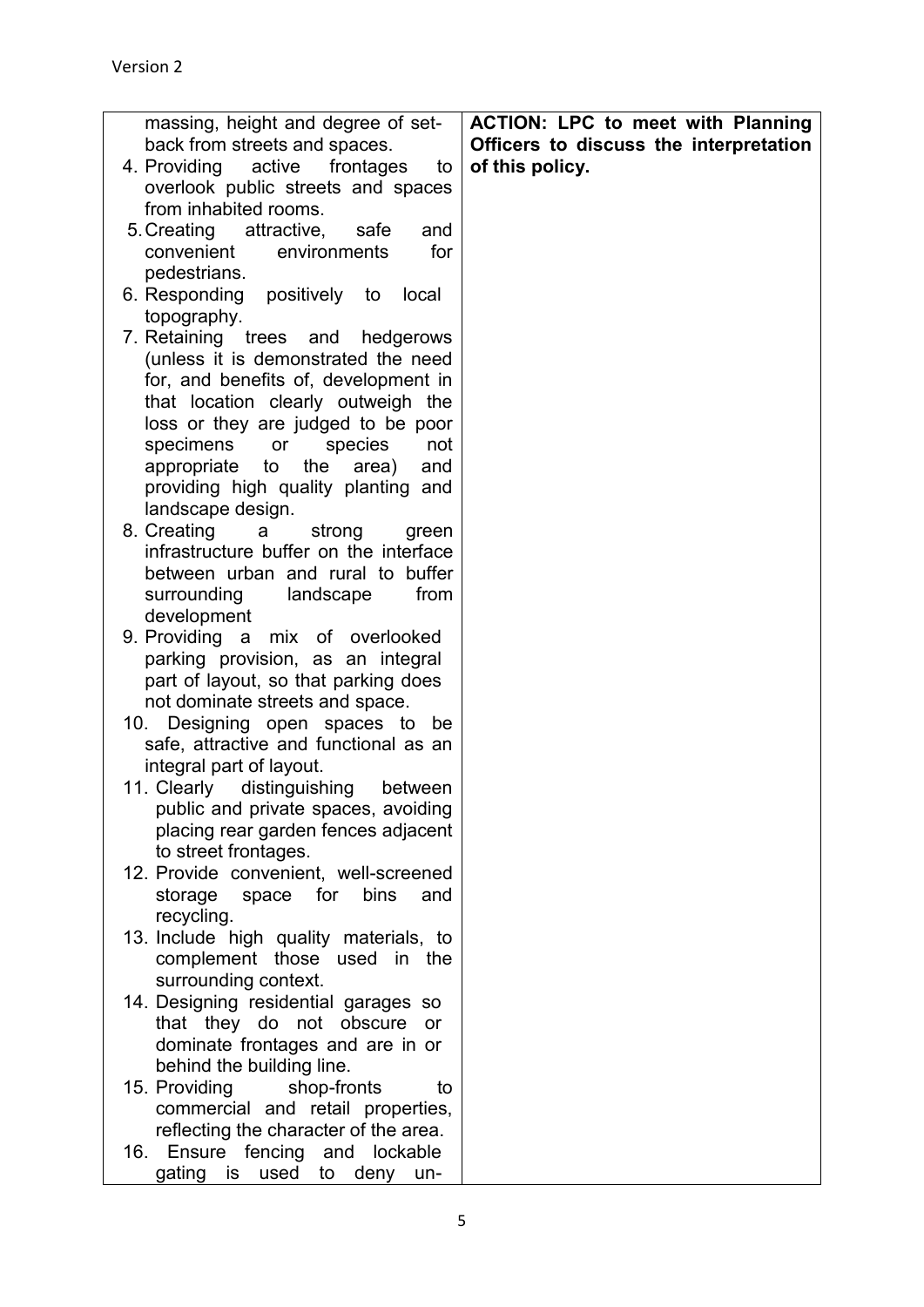| | |
|---|---|
| massing, height and degree of set-back from streets and spaces.<br>4. Providing active frontages to overlook public streets and spaces from inhabited rooms.<br>5. Creating attractive, safe and convenient environments for pedestrians.<br>6. Responding positively to local topography.<br>7. Retaining trees and hedgerows (unless it is demonstrated the need for, and benefits of, development in that location clearly outweigh the loss or they are judged to be poor specimens or species not appropriate to the area) and providing high quality planting and landscape design.<br>8. Creating a strong green infrastructure buffer on the interface between urban and rural to buffer surrounding landscape from development<br>9. Providing a mix of overlooked parking provision, as an integral part of layout, so that parking does not dominate streets and space.<br>10. Designing open spaces to be safe, attractive and functional as an integral part of layout.<br>11. Clearly distinguishing between public and private spaces, avoiding placing rear garden fences adjacent to street frontages.<br>12. Provide convenient, well-screened storage space for bins and recycling.<br>13. Include high quality materials, to complement those used in the surrounding context.<br>14. Designing residential garages so that they do not obscure or dominate frontages and are in or behind the building line.<br>15. Providing shop-fronts to commercial and retail properties, reflecting the character of the area.<br>16. Ensure fencing and lockable gating is used to deny un- | **ACTION: LPC to meet with Planning Officers to discuss the interpretation of this policy.** |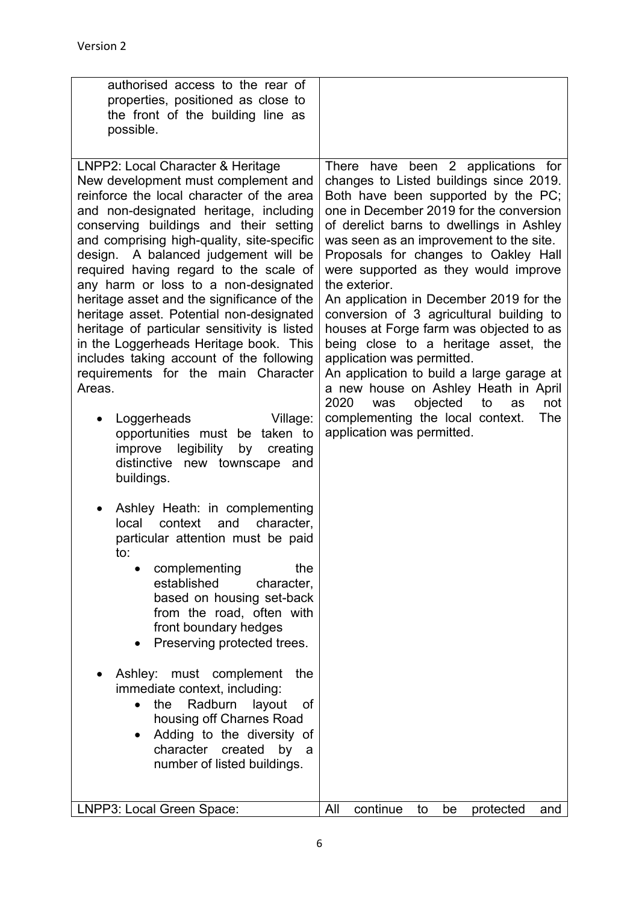| | |
|---|---|
| authorised access to the rear of properties, positioned as close to the front of the building line as possible. | |
| LNPP2: Local Character & Heritage<br>New development must complement and reinforce the local character of the area and non-designated heritage, including conserving buildings and their setting and comprising high-quality, site-specific design. A balanced judgement will be required having regard to the scale of any harm or loss to a non-designated heritage asset and the significance of the heritage asset. Potential non-designated heritage of particular sensitivity is listed in the Loggerheads Heritage book. This includes taking account of the following requirements for the main Character Areas.<br>• Loggerheads Village: opportunities must be taken to improve legibility by creating distinctive new townscape and buildings.<br>• Ashley Heath: in complementing local context and character, particular attention must be paid to:<br>&nbsp;&nbsp;&nbsp;&nbsp;• complementing the established character, based on housing set-back from the road, often with front boundary hedges<br>&nbsp;&nbsp;&nbsp;&nbsp;• Preserving protected trees.<br>• Ashley: must complement the immediate context, including:<br>&nbsp;&nbsp;&nbsp;&nbsp;• the Radburn layout of housing off Charnes Road<br>&nbsp;&nbsp;&nbsp;&nbsp;• Adding to the diversity of character created by a number of listed buildings. | There have been 2 applications for changes to Listed buildings since 2019. Both have been supported by the PC; one in December 2019 for the conversion of derelict barns to dwellings in Ashley was seen as an improvement to the site. Proposals for changes to Oakley Hall were supported as they would improve the exterior.<br>An application in December 2019 for the conversion of 3 agricultural building to houses at Forge farm was objected to as being close to a heritage asset, the application was permitted.<br>An application to build a large garage at a new house on Ashley Heath in April 2020 was objected to as not complementing the local context. The application was permitted. |
| LNPP3: Local Green Space: | All continue to be protected and |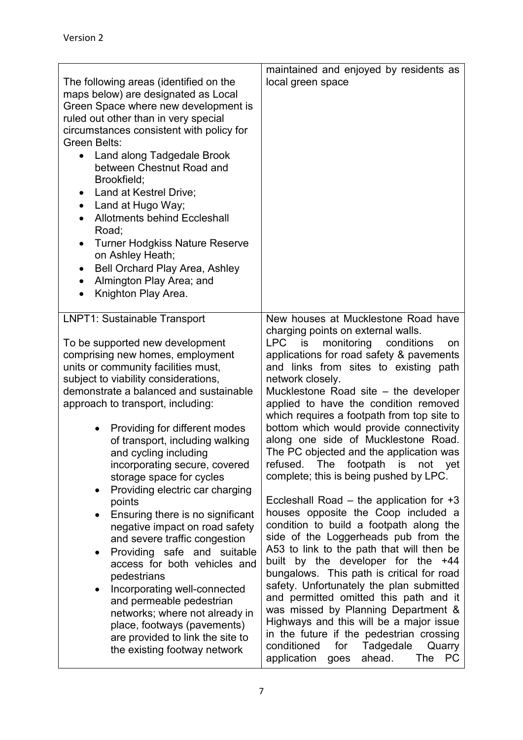| | |
|---|---|
| The following areas (identified on the maps below) are designated as Local Green Space where new development is ruled out other than in very special circumstances consistent with policy for Green Belts:<br>• Land along Tadgedale Brook between Chestnut Road and Brookfield;<br>• Land at Kestrel Drive;<br>• Land at Hugo Way;<br>• Allotments behind Eccleshall Road;<br>• Turner Hodgkiss Nature Reserve on Ashley Heath;<br>• Bell Orchard Play Area, Ashley<br>• Almington Play Area; and<br>• Knighton Play Area. | maintained and enjoyed by residents as local green space |
| LNPT1: Sustainable Transport<br><br>To be supported new development comprising new homes, employment units or community facilities must, subject to viability considerations, demonstrate a balanced and sustainable approach to transport, including:<br>• Providing for different modes of transport, including walking and cycling including incorporating secure, covered storage space for cycles<br>• Providing electric car charging points<br>• Ensuring there is no significant negative impact on road safety and severe traffic congestion<br>• Providing safe and suitable access for both vehicles and pedestrians<br>• Incorporating well-connected and permeable pedestrian networks; where not already in place, footways (pavements) are provided to link the site to the existing footway network | New houses at Mucklestone Road have charging points on external walls.<br>LPC is monitoring conditions on applications for road safety & pavements and links from sites to existing path network closely.<br>Mucklestone Road site – the developer applied to have the condition removed which requires a footpath from top site to bottom which would provide connectivity along one side of Mucklestone Road. The PC objected and the application was refused. The footpath is not yet complete; this is being pushed by LPC.<br><br>Eccleshall Road – the application for +3 houses opposite the Coop included a condition to build a footpath along the side of the Loggerheads pub from the A53 to link to the path that will then be built by the developer for the +44 bungalows. This path is critical for road safety. Unfortunately the plan submitted and permitted omitted this path and it was missed by Planning Department & Highways and this will be a major issue in the future if the pedestrian crossing conditioned for Tadgedale Quarry application goes ahead. The PC |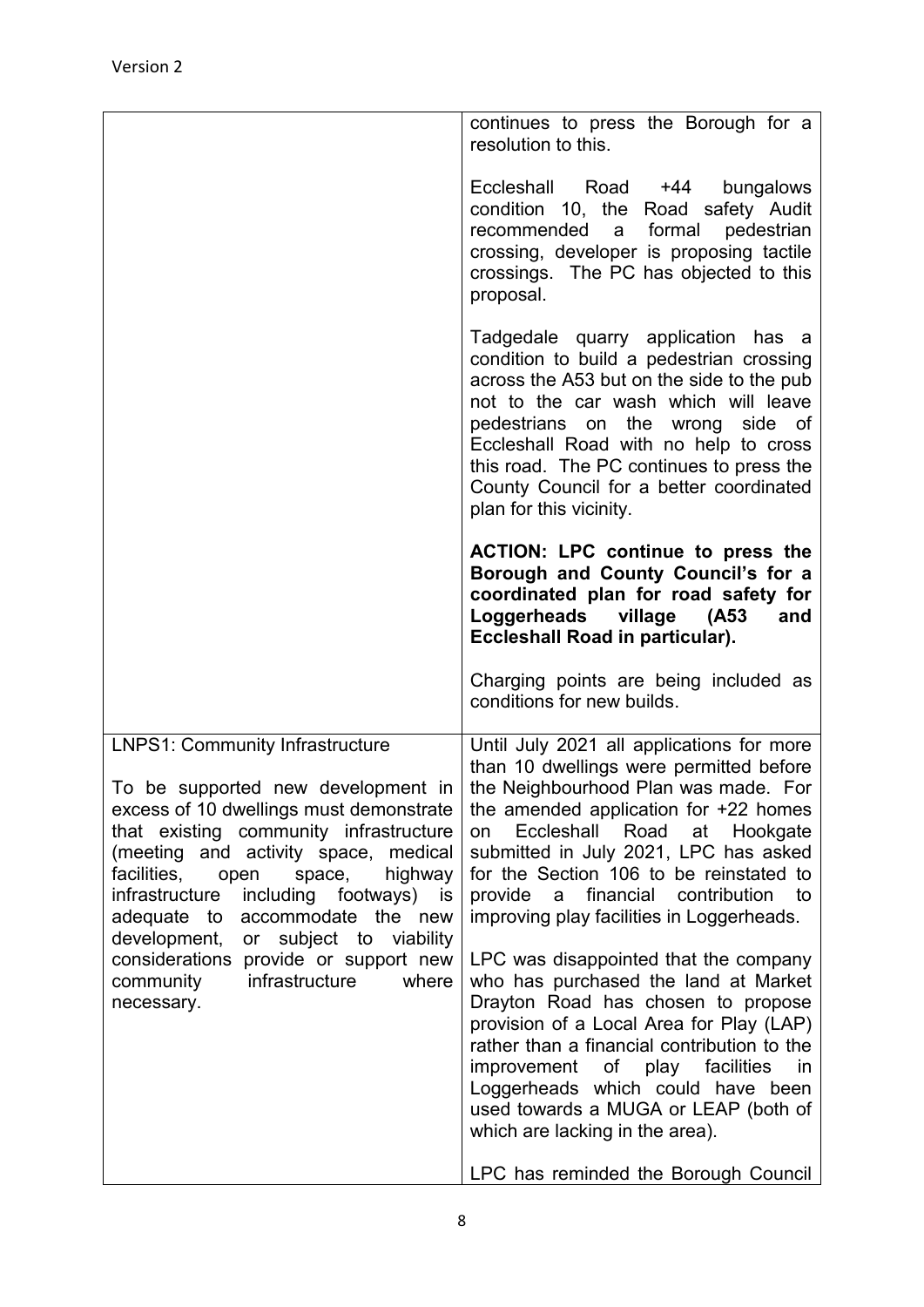| | |
|---|---|
| | continues to press the Borough for a resolution to this.<br><br>Eccleshall Road +44 bungalows condition 10, the Road safety Audit recommended a formal pedestrian crossing, developer is proposing tactile crossings. The PC has objected to this proposal.<br><br>Tadgedale quarry application has a condition to build a pedestrian crossing across the A53 but on the side to the pub not to the car wash which will leave pedestrians on the wrong side of Eccleshall Road with no help to cross this road. The PC continues to press the County Council for a better coordinated plan for this vicinity.<br><br>**ACTION: LPC continue to press the Borough and County Council's for a coordinated plan for road safety for Loggerheads village (A53 and Eccleshall Road in particular).**<br><br>Charging points are being included as conditions for new builds. |
| LNPS1: Community Infrastructure<br><br>To be supported new development in excess of 10 dwellings must demonstrate that existing community infrastructure (meeting and activity space, medical facilities, open space, highway infrastructure including footways) is adequate to accommodate the new development, or subject to viability considerations provide or support new community infrastructure where necessary. | Until July 2021 all applications for more than 10 dwellings were permitted before the Neighbourhood Plan was made. For the amended application for +22 homes on Eccleshall Road at Hookgate submitted in July 2021, LPC has asked for the Section 106 to be reinstated to provide a financial contribution to improving play facilities in Loggerheads.<br><br>LPC was disappointed that the company who has purchased the land at Market Drayton Road has chosen to propose provision of a Local Area for Play (LAP) rather than a financial contribution to the improvement of play facilities in Loggerheads which could have been used towards a MUGA or LEAP (both of which are lacking in the area).<br><br>LPC has reminded the Borough Council |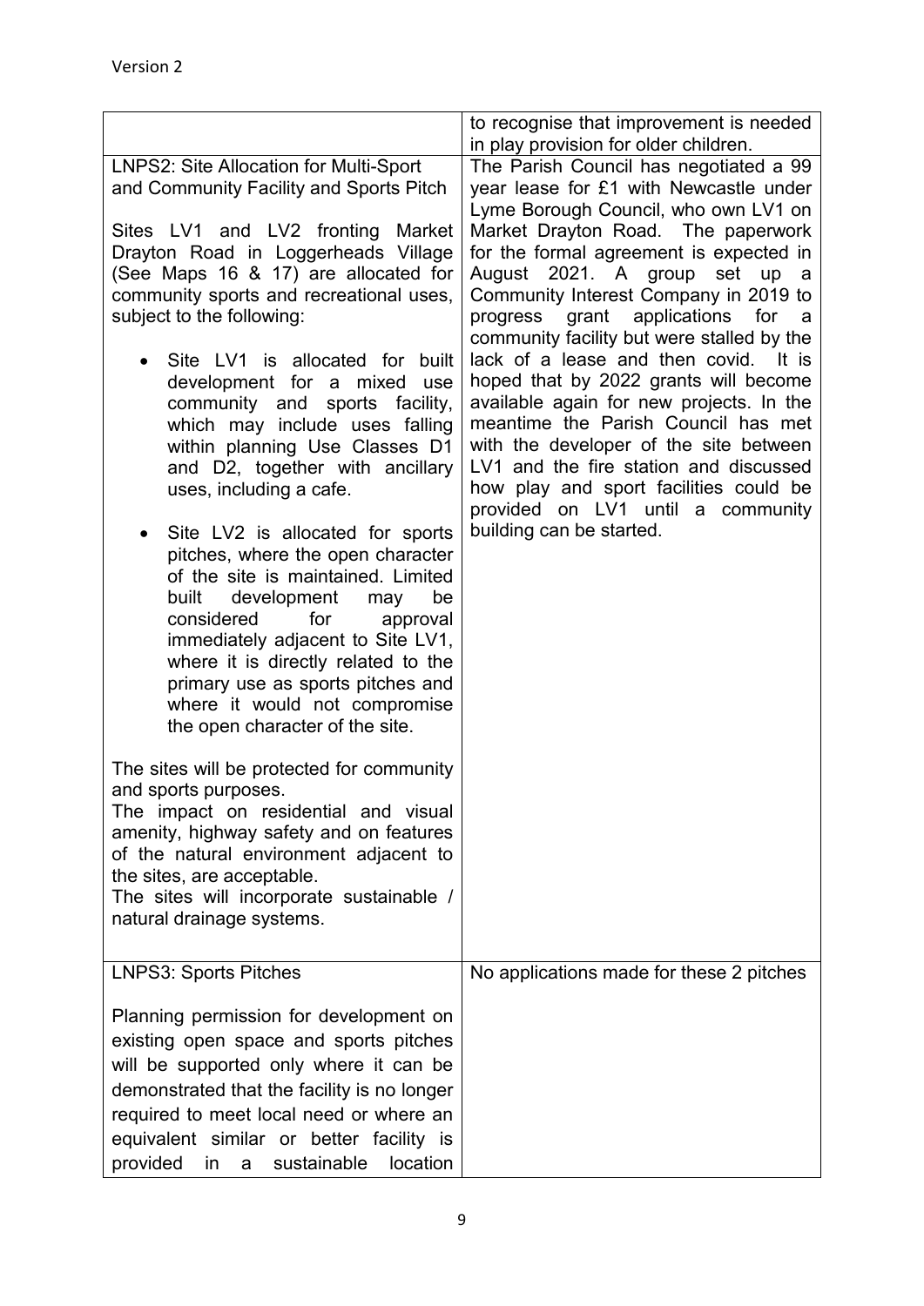| | |
|---|---|
| | to recognise that improvement is needed in play provision for older children. |
| LNPS2: Site Allocation for Multi-Sport and Community Facility and Sports Pitch<br><br>Sites LV1 and LV2 fronting Market Drayton Road in Loggerheads Village (See Maps 16 & 17) are allocated for community sports and recreational uses, subject to the following:<br><br>• Site LV1 is allocated for built development for a mixed use community and sports facility, which may include uses falling within planning Use Classes D1 and D2, together with ancillary uses, including a cafe.<br><br>• Site LV2 is allocated for sports pitches, where the open character of the site is maintained. Limited built development may be considered for approval immediately adjacent to Site LV1, where it is directly related to the primary use as sports pitches and where it would not compromise the open character of the site.<br><br>The sites will be protected for community and sports purposes.<br>The impact on residential and visual amenity, highway safety and on features of the natural environment adjacent to the sites, are acceptable.<br>The sites will incorporate sustainable / natural drainage systems. | The Parish Council has negotiated a 99 year lease for £1 with Newcastle under Lyme Borough Council, who own LV1 on Market Drayton Road. The paperwork for the formal agreement is expected in August 2021. A group set up a Community Interest Company in 2019 to progress grant applications for a community facility but were stalled by the lack of a lease and then covid. It is hoped that by 2022 grants will become available again for new projects. In the meantime the Parish Council has met with the developer of the site between LV1 and the fire station and discussed how play and sport facilities could be provided on LV1 until a community building can be started. |
| LNPS3: Sports Pitches<br><br>Planning permission for development on existing open space and sports pitches will be supported only where it can be demonstrated that the facility is no longer required to meet local need or where an equivalent similar or better facility is provided in a sustainable location | No applications made for these 2 pitches |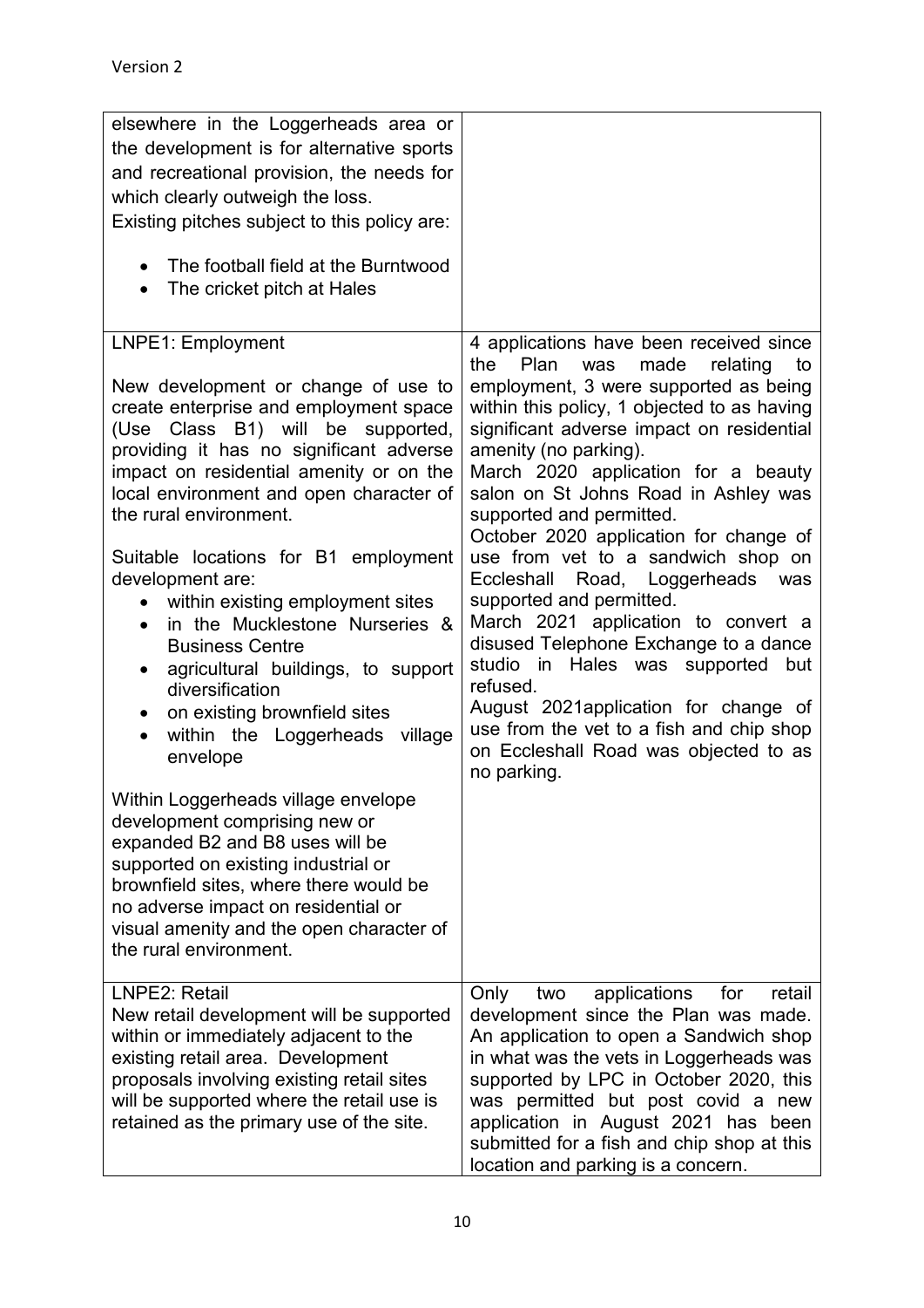| | |
|---|---|
| elsewhere in the Loggerheads area or the development is for alternative sports and recreational provision, the needs for which clearly outweigh the loss.<br>Existing pitches subject to this policy are:<br>• The football field at the Burntwood<br>• The cricket pitch at Hales | |
| LNPE1: Employment<br><br>New development or change of use to create enterprise and employment space (Use Class B1) will be supported, providing it has no significant adverse impact on residential amenity or on the local environment and open character of the rural environment.<br><br>Suitable locations for B1 employment development are:<br>• within existing employment sites<br>• in the Mucklestone Nurseries & Business Centre<br>• agricultural buildings, to support diversification<br>• on existing brownfield sites<br>• within the Loggerheads village envelope<br><br>Within Loggerheads village envelope development comprising new or expanded B2 and B8 uses will be supported on existing industrial or brownfield sites, where there would be no adverse impact on residential or visual amenity and the open character of the rural environment. | 4 applications have been received since the Plan was made relating to employment, 3 were supported as being within this policy, 1 objected to as having significant adverse impact on residential amenity (no parking).<br>March 2020 application for a beauty salon on St Johns Road in Ashley was supported and permitted.<br>October 2020 application for change of use from vet to a sandwich shop on Eccleshall Road, Loggerheads was supported and permitted.<br>March 2021 application to convert a disused Telephone Exchange to a dance studio in Hales was supported but refused.<br>August 2021application for change of use from the vet to a fish and chip shop on Eccleshall Road was objected to as no parking. |
| LNPE2: Retail<br>New retail development will be supported within or immediately adjacent to the existing retail area. Development proposals involving existing retail sites will be supported where the retail use is retained as the primary use of the site. | Only two applications for retail development since the Plan was made. An application to open a Sandwich shop in what was the vets in Loggerheads was supported by LPC in October 2020, this was permitted but post covid a new application in August 2021 has been submitted for a fish and chip shop at this location and parking is a concern. |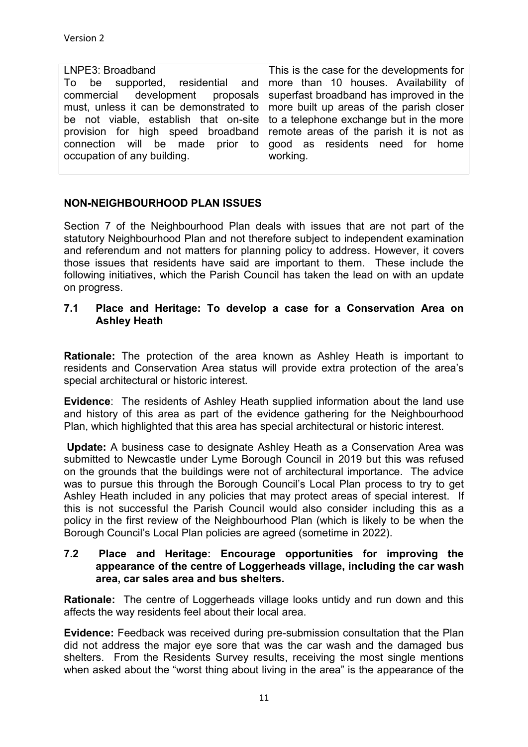| LNPE3: Broadband<br>To be supported, residential and commercial development proposals must, unless it can be demonstrated to be not viable, establish that on-site provision for high speed broadband connection will be made prior to occupation of any building. | This is the case for the developments for more than 10 houses. Availability of superfast broadband has improved in the more built up areas of the parish closer to a telephone exchange but in the more remote areas of the parish it is not as good as residents need for home working. |
|---|---|

## NON-NEIGHBOURHOOD PLAN ISSUES

Section 7 of the Neighbourhood Plan deals with issues that are not part of the statutory Neighbourhood Plan and not therefore subject to independent examination and referendum and not matters for planning policy to address. However, it covers those issues that residents have said are important to them. These include the following initiatives, which the Parish Council has taken the lead on with an update on progress.

### 7.1 Place and Heritage: To develop a case for a Conservation Area on Ashley Heath

**Rationale:** The protection of the area known as Ashley Heath is important to residents and Conservation Area status will provide extra protection of the area's special architectural or historic interest.

**Evidence**: The residents of Ashley Heath supplied information about the land use and history of this area as part of the evidence gathering for the Neighbourhood Plan, which highlighted that this area has special architectural or historic interest.

**Update:** A business case to designate Ashley Heath as a Conservation Area was submitted to Newcastle under Lyme Borough Council in 2019 but this was refused on the grounds that the buildings were not of architectural importance. The advice was to pursue this through the Borough Council's Local Plan process to try to get Ashley Heath included in any policies that may protect areas of special interest. If this is not successful the Parish Council would also consider including this as a policy in the first review of the Neighbourhood Plan (which is likely to be when the Borough Council's Local Plan policies are agreed (sometime in 2022).

### 7.2 Place and Heritage: Encourage opportunities for improving the appearance of the centre of Loggerheads village, including the car wash area, car sales area and bus shelters.

**Rationale:** The centre of Loggerheads village looks untidy and run down and this affects the way residents feel about their local area.

**Evidence:** Feedback was received during pre-submission consultation that the Plan did not address the major eye sore that was the car wash and the damaged bus shelters. From the Residents Survey results, receiving the most single mentions when asked about the "worst thing about living in the area" is the appearance of the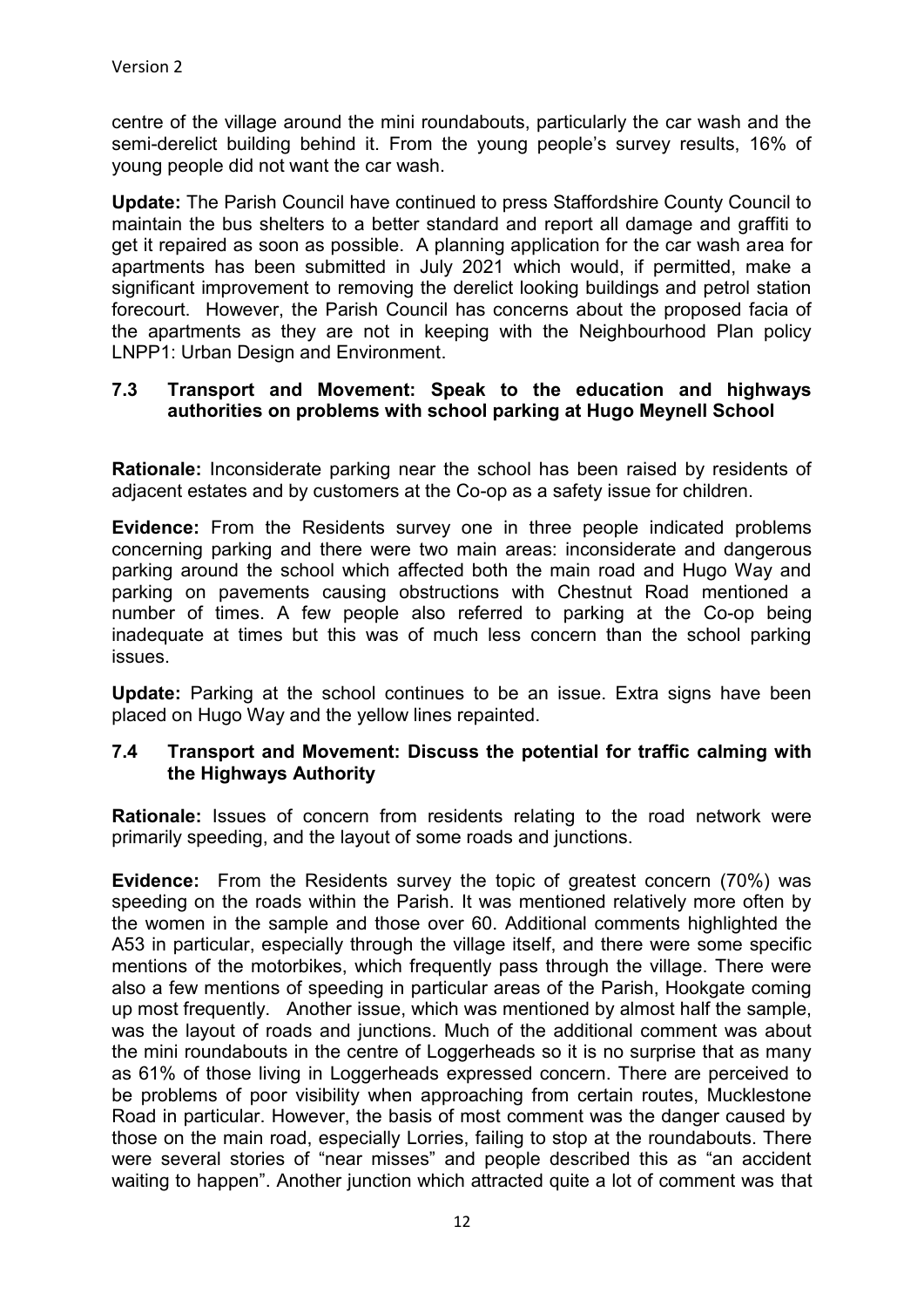centre of the village around the mini roundabouts, particularly the car wash and the semi-derelict building behind it. From the young people's survey results, 16% of young people did not want the car wash.

**Update:** The Parish Council have continued to press Staffordshire County Council to maintain the bus shelters to a better standard and report all damage and graffiti to get it repaired as soon as possible. A planning application for the car wash area for apartments has been submitted in July 2021 which would, if permitted, make a significant improvement to removing the derelict looking buildings and petrol station forecourt. However, the Parish Council has concerns about the proposed facia of the apartments as they are not in keeping with the Neighbourhood Plan policy LNPP1: Urban Design and Environment.

### 7.3 Transport and Movement: Speak to the education and highways authorities on problems with school parking at Hugo Meynell School

**Rationale:** Inconsiderate parking near the school has been raised by residents of adjacent estates and by customers at the Co-op as a safety issue for children.

**Evidence:** From the Residents survey one in three people indicated problems concerning parking and there were two main areas: inconsiderate and dangerous parking around the school which affected both the main road and Hugo Way and parking on pavements causing obstructions with Chestnut Road mentioned a number of times. A few people also referred to parking at the Co-op being inadequate at times but this was of much less concern than the school parking issues.

**Update:** Parking at the school continues to be an issue. Extra signs have been placed on Hugo Way and the yellow lines repainted.

### 7.4 Transport and Movement: Discuss the potential for traffic calming with the Highways Authority

**Rationale:** Issues of concern from residents relating to the road network were primarily speeding, and the layout of some roads and junctions.

**Evidence:** From the Residents survey the topic of greatest concern (70%) was speeding on the roads within the Parish. It was mentioned relatively more often by the women in the sample and those over 60. Additional comments highlighted the A53 in particular, especially through the village itself, and there were some specific mentions of the motorbikes, which frequently pass through the village. There were also a few mentions of speeding in particular areas of the Parish, Hookgate coming up most frequently. Another issue, which was mentioned by almost half the sample, was the layout of roads and junctions. Much of the additional comment was about the mini roundabouts in the centre of Loggerheads so it is no surprise that as many as 61% of those living in Loggerheads expressed concern. There are perceived to be problems of poor visibility when approaching from certain routes, Mucklestone Road in particular. However, the basis of most comment was the danger caused by those on the main road, especially Lorries, failing to stop at the roundabouts. There were several stories of "near misses" and people described this as "an accident waiting to happen". Another junction which attracted quite a lot of comment was that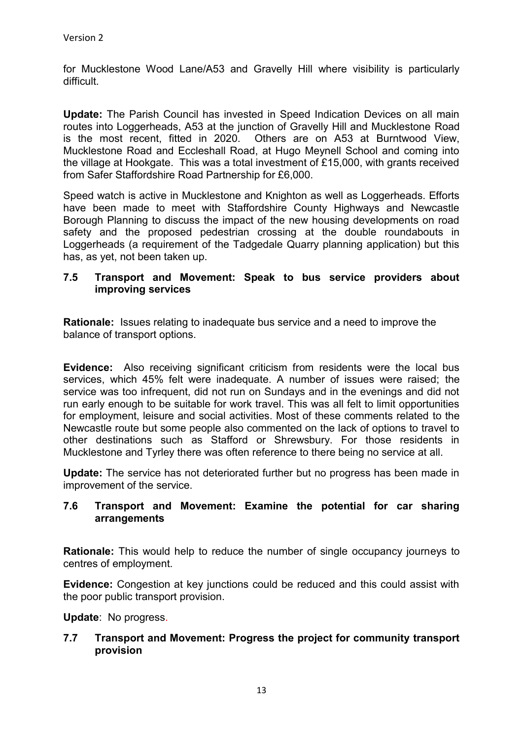for Mucklestone Wood Lane/A53 and Gravelly Hill where visibility is particularly difficult.

**Update:** The Parish Council has invested in Speed Indication Devices on all main routes into Loggerheads, A53 at the junction of Gravelly Hill and Mucklestone Road is the most recent, fitted in 2020. Others are on A53 at Burntwood View, Mucklestone Road and Eccleshall Road, at Hugo Meynell School and coming into the village at Hookgate. This was a total investment of £15,000, with grants received from Safer Staffordshire Road Partnership for £6,000.

Speed watch is active in Mucklestone and Knighton as well as Loggerheads. Efforts have been made to meet with Staffordshire County Highways and Newcastle Borough Planning to discuss the impact of the new housing developments on road safety and the proposed pedestrian crossing at the double roundabouts in Loggerheads (a requirement of the Tadgedale Quarry planning application) but this has, as yet, not been taken up.

### 7.5 Transport and Movement: Speak to bus service providers about improving services

**Rationale:** Issues relating to inadequate bus service and a need to improve the balance of transport options.

**Evidence:** Also receiving significant criticism from residents were the local bus services, which 45% felt were inadequate. A number of issues were raised; the service was too infrequent, did not run on Sundays and in the evenings and did not run early enough to be suitable for work travel. This was all felt to limit opportunities for employment, leisure and social activities. Most of these comments related to the Newcastle route but some people also commented on the lack of options to travel to other destinations such as Stafford or Shrewsbury. For those residents in Mucklestone and Tyrley there was often reference to there being no service at all.

**Update:** The service has not deteriorated further but no progress has been made in improvement of the service.

### 7.6 Transport and Movement: Examine the potential for car sharing arrangements

**Rationale:** This would help to reduce the number of single occupancy journeys to centres of employment.

**Evidence:** Congestion at key junctions could be reduced and this could assist with the poor public transport provision.

**Update**: No progress.

### 7.7 Transport and Movement: Progress the project for community transport provision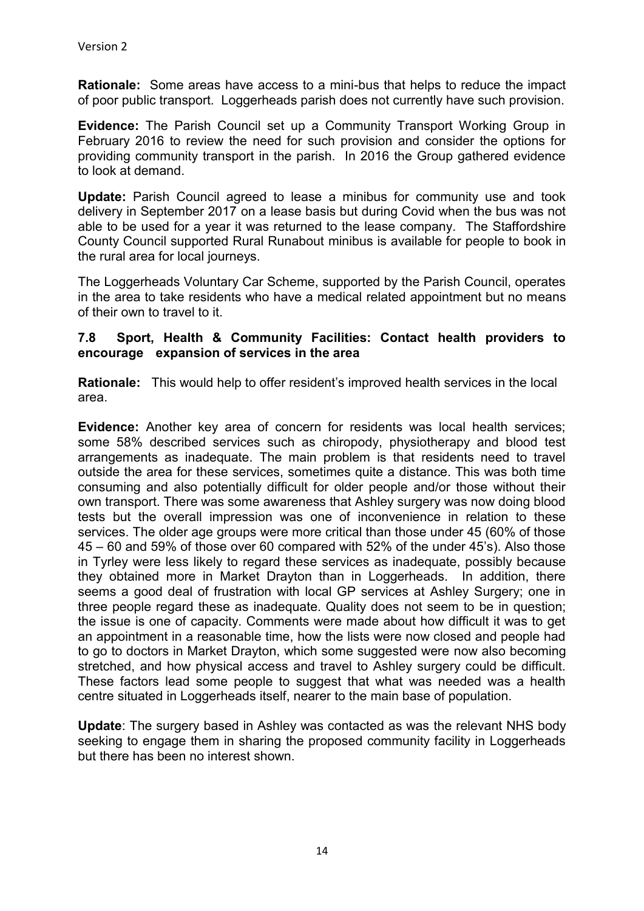**Rationale:** Some areas have access to a mini-bus that helps to reduce the impact of poor public transport. Loggerheads parish does not currently have such provision.

**Evidence:** The Parish Council set up a Community Transport Working Group in February 2016 to review the need for such provision and consider the options for providing community transport in the parish. In 2016 the Group gathered evidence to look at demand.

**Update:** Parish Council agreed to lease a minibus for community use and took delivery in September 2017 on a lease basis but during Covid when the bus was not able to be used for a year it was returned to the lease company. The Staffordshire County Council supported Rural Runabout minibus is available for people to book in the rural area for local journeys.

The Loggerheads Voluntary Car Scheme, supported by the Parish Council, operates in the area to take residents who have a medical related appointment but no means of their own to travel to it.

### 7.8 Sport, Health & Community Facilities: Contact health providers to encourage expansion of services in the area

**Rationale:** This would help to offer resident's improved health services in the local area.

**Evidence:** Another key area of concern for residents was local health services; some 58% described services such as chiropody, physiotherapy and blood test arrangements as inadequate. The main problem is that residents need to travel outside the area for these services, sometimes quite a distance. This was both time consuming and also potentially difficult for older people and/or those without their own transport. There was some awareness that Ashley surgery was now doing blood tests but the overall impression was one of inconvenience in relation to these services. The older age groups were more critical than those under 45 (60% of those 45 – 60 and 59% of those over 60 compared with 52% of the under 45's). Also those in Tyrley were less likely to regard these services as inadequate, possibly because they obtained more in Market Drayton than in Loggerheads. In addition, there seems a good deal of frustration with local GP services at Ashley Surgery; one in three people regard these as inadequate. Quality does not seem to be in question; the issue is one of capacity. Comments were made about how difficult it was to get an appointment in a reasonable time, how the lists were now closed and people had to go to doctors in Market Drayton, which some suggested were now also becoming stretched, and how physical access and travel to Ashley surgery could be difficult. These factors lead some people to suggest that what was needed was a health centre situated in Loggerheads itself, nearer to the main base of population.

**Update**: The surgery based in Ashley was contacted as was the relevant NHS body seeking to engage them in sharing the proposed community facility in Loggerheads but there has been no interest shown.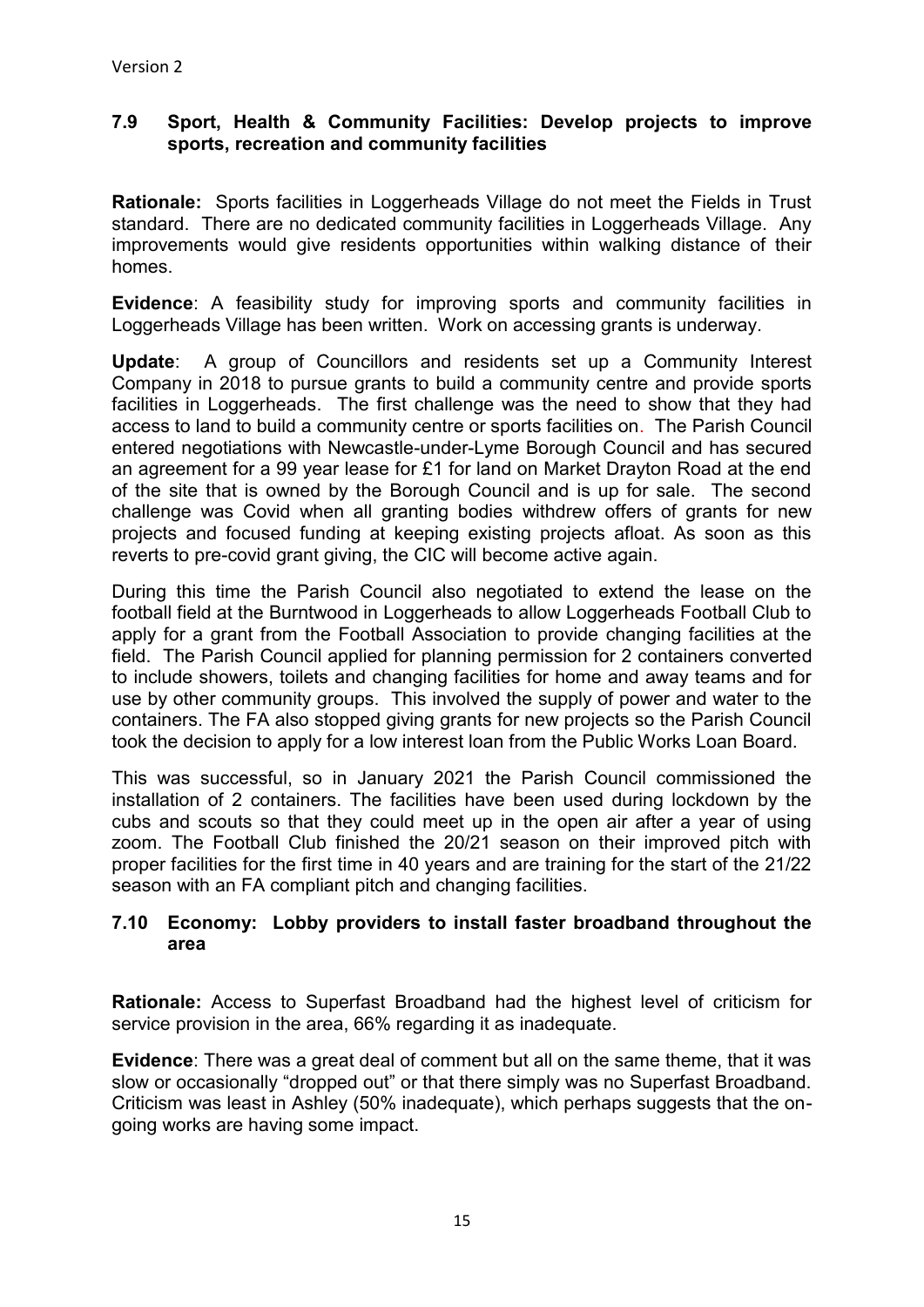### 7.9 Sport, Health & Community Facilities: Develop projects to improve sports, recreation and community facilities

**Rationale:** Sports facilities in Loggerheads Village do not meet the Fields in Trust standard. There are no dedicated community facilities in Loggerheads Village. Any improvements would give residents opportunities within walking distance of their homes.

**Evidence**: A feasibility study for improving sports and community facilities in Loggerheads Village has been written. Work on accessing grants is underway.

**Update**: A group of Councillors and residents set up a Community Interest Company in 2018 to pursue grants to build a community centre and provide sports facilities in Loggerheads. The first challenge was the need to show that they had access to land to build a community centre or sports facilities on. The Parish Council entered negotiations with Newcastle-under-Lyme Borough Council and has secured an agreement for a 99 year lease for £1 for land on Market Drayton Road at the end of the site that is owned by the Borough Council and is up for sale. The second challenge was Covid when all granting bodies withdrew offers of grants for new projects and focused funding at keeping existing projects afloat. As soon as this reverts to pre-covid grant giving, the CIC will become active again.

During this time the Parish Council also negotiated to extend the lease on the football field at the Burntwood in Loggerheads to allow Loggerheads Football Club to apply for a grant from the Football Association to provide changing facilities at the field. The Parish Council applied for planning permission for 2 containers converted to include showers, toilets and changing facilities for home and away teams and for use by other community groups. This involved the supply of power and water to the containers. The FA also stopped giving grants for new projects so the Parish Council took the decision to apply for a low interest loan from the Public Works Loan Board.

This was successful, so in January 2021 the Parish Council commissioned the installation of 2 containers. The facilities have been used during lockdown by the cubs and scouts so that they could meet up in the open air after a year of using zoom. The Football Club finished the 20/21 season on their improved pitch with proper facilities for the first time in 40 years and are training for the start of the 21/22 season with an FA compliant pitch and changing facilities.

### 7.10 Economy: Lobby providers to install faster broadband throughout the area

**Rationale:** Access to Superfast Broadband had the highest level of criticism for service provision in the area, 66% regarding it as inadequate.

**Evidence**: There was a great deal of comment but all on the same theme, that it was slow or occasionally "dropped out" or that there simply was no Superfast Broadband. Criticism was least in Ashley (50% inadequate), which perhaps suggests that the on-going works are having some impact.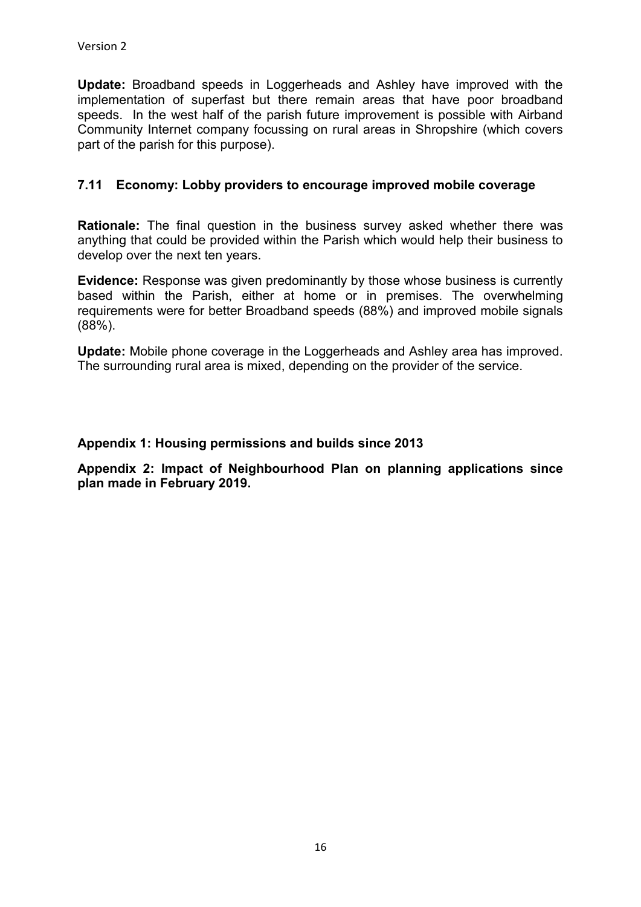**Update:** Broadband speeds in Loggerheads and Ashley have improved with the implementation of superfast but there remain areas that have poor broadband speeds. In the west half of the parish future improvement is possible with Airband Community Internet company focussing on rural areas in Shropshire (which covers part of the parish for this purpose).

### 7.11 Economy: Lobby providers to encourage improved mobile coverage

**Rationale:** The final question in the business survey asked whether there was anything that could be provided within the Parish which would help their business to develop over the next ten years.

**Evidence:** Response was given predominantly by those whose business is currently based within the Parish, either at home or in premises. The overwhelming requirements were for better Broadband speeds (88%) and improved mobile signals (88%).

**Update:** Mobile phone coverage in the Loggerheads and Ashley area has improved. The surrounding rural area is mixed, depending on the provider of the service.

**Appendix 1: Housing permissions and builds since 2013**

**Appendix 2: Impact of Neighbourhood Plan on planning applications since plan made in February 2019.**